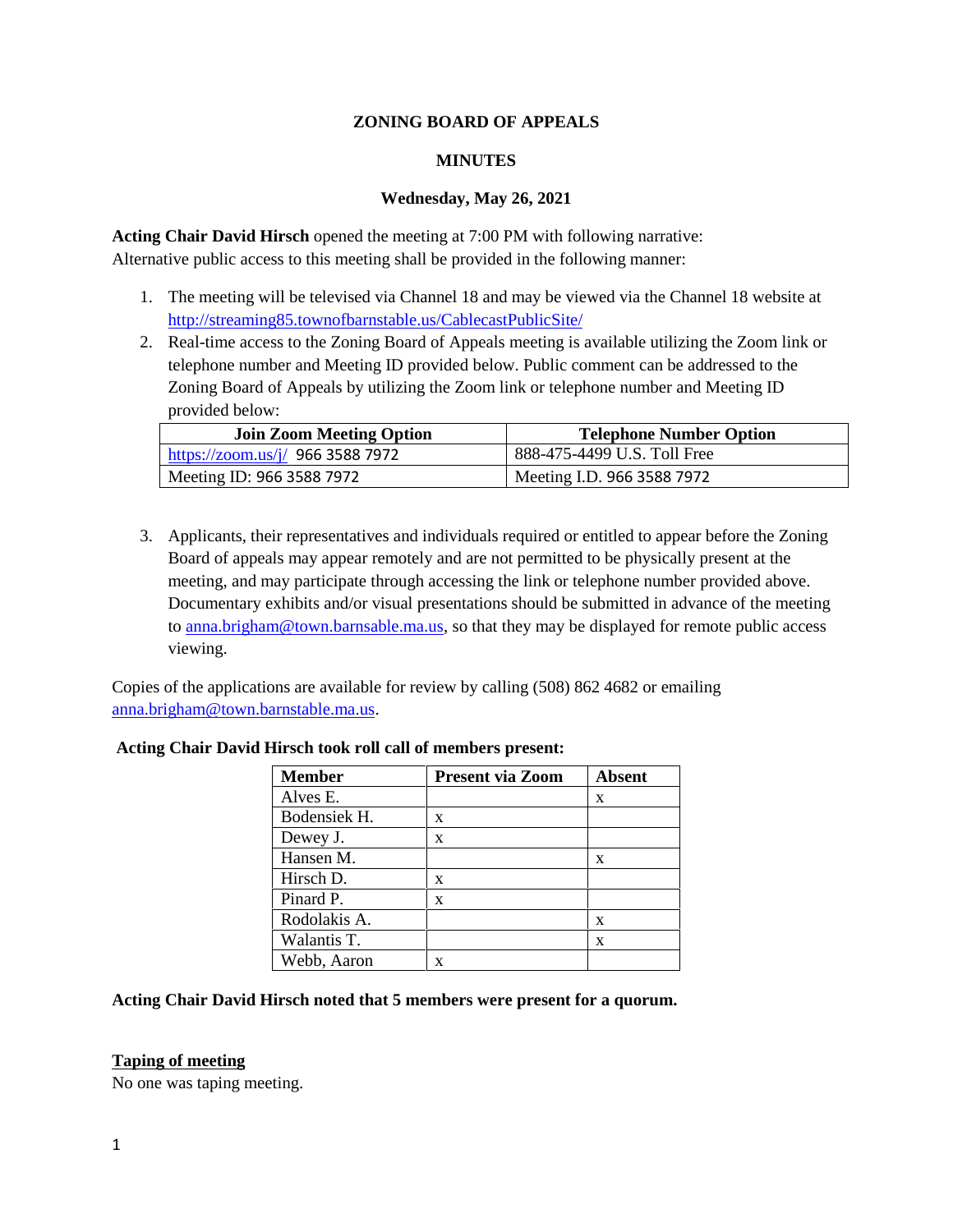# ZONING BOARD OF APPEALS

## MINUTES

### Wednesday, May 26, 2021

**Acting Chair David Hirsch** opened the meeting at 7:00 PM with following narrative:
Alternative public access to this meeting shall be provided in the following manner:

1. The meeting will be televised via Channel 18 and may be viewed via the Channel 18 website at http://streaming85.townofbarnstable.us/CablecastPublicSite/
2. Real-time access to the Zoning Board of Appeals meeting is available utilizing the Zoom link or telephone number and Meeting ID provided below. Public comment can be addressed to the Zoning Board of Appeals by utilizing the Zoom link or telephone number and Meeting ID provided below:

| Join Zoom Meeting Option | Telephone Number Option |
|---|---|
| https://zoom.us/j/ 966 3588 7972 | 888-475-4499 U.S. Toll Free |
| Meeting ID: 966 3588 7972 | Meeting I.D. 966 3588 7972 |

3. Applicants, their representatives and individuals required or entitled to appear before the Zoning Board of appeals may appear remotely and are not permitted to be physically present at the meeting, and may participate through accessing the link or telephone number provided above. Documentary exhibits and/or visual presentations should be submitted in advance of the meeting to anna.brigham@town.barnsable.ma.us, so that they may be displayed for remote public access viewing.

Copies of the applications are available for review by calling (508) 862 4682 or emailing anna.brigham@town.barnsable.ma.us.

**Acting Chair David Hirsch took roll call of members present:**

| Member | Present via Zoom | Absent |
|---|---|---|
| Alves E. | | x |
| Bodensiek H. | x | |
| Dewey J. | x | |
| Hansen M. | | x |
| Hirsch D. | x | |
| Pinard P. | x | |
| Rodolakis A. | | x |
| Walantis T. | | x |
| Webb, Aaron | x | |

**Acting Chair David Hirsch noted that 5 members were present for a quorum.**

**Taping of meeting**
No one was taping meeting.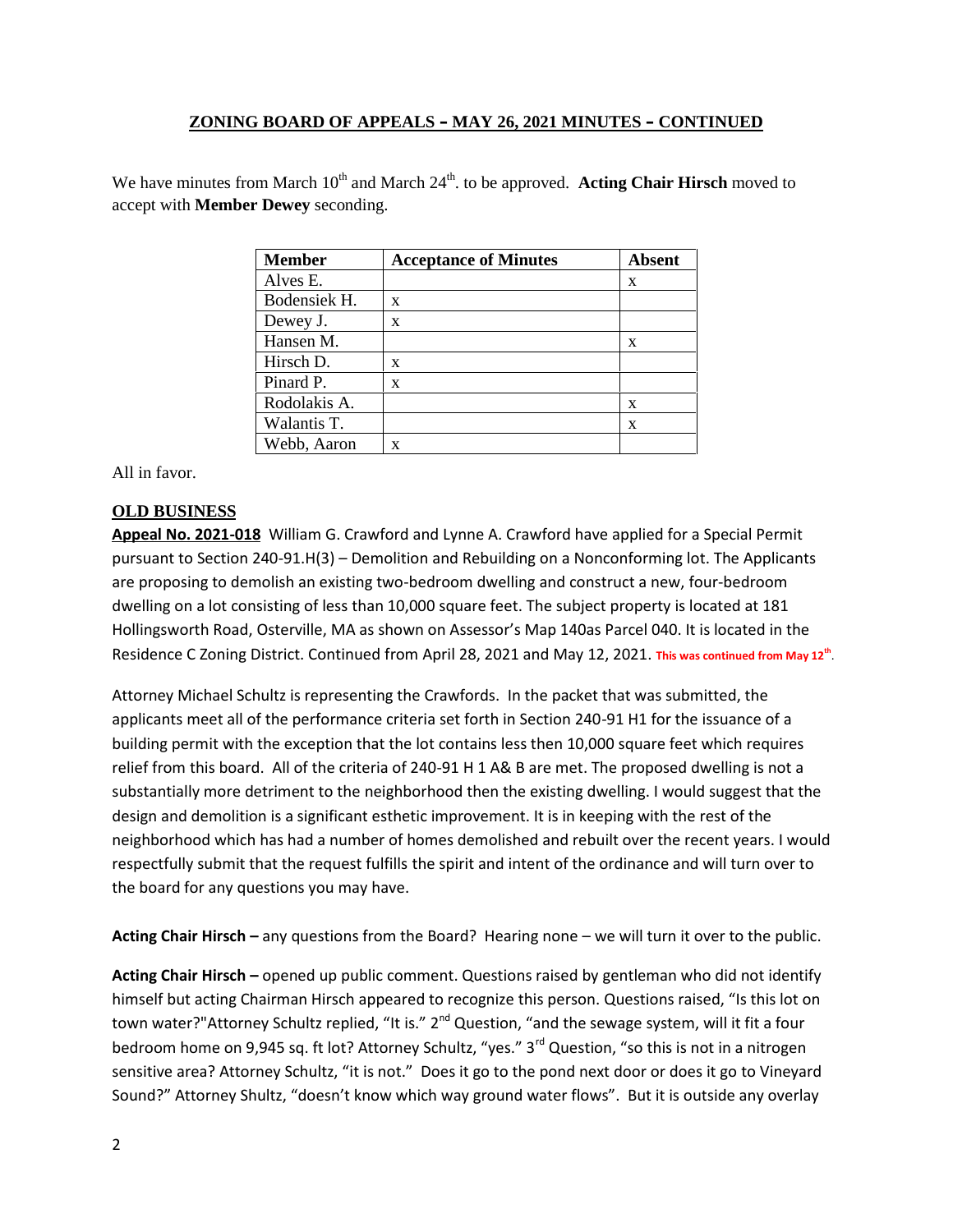## ZONING BOARD OF APPEALS – MAY 26, 2021 MINUTES – CONTINUED

We have minutes from March 10th and March 24th. to be approved. **Acting Chair Hirsch** moved to accept with **Member Dewey** seconding.

| Member | Acceptance of Minutes | Absent |
|---|---|---|
| Alves E. | | x |
| Bodensiek H. | x | |
| Dewey J. | x | |
| Hansen M. | | x |
| Hirsch D. | x | |
| Pinard P. | x | |
| Rodolakis A. | | x |
| Walantis T. | | x |
| Webb, Aaron | x | |

All in favor.

**OLD BUSINESS**

**Appeal No. 2021-018** William G. Crawford and Lynne A. Crawford have applied for a Special Permit pursuant to Section 240-91.H(3) – Demolition and Rebuilding on a Nonconforming lot. The Applicants are proposing to demolish an existing two-bedroom dwelling and construct a new, four-bedroom dwelling on a lot consisting of less than 10,000 square feet. The subject property is located at 181 Hollingsworth Road, Osterville, MA as shown on Assessor's Map 140as Parcel 040. It is located in the Residence C Zoning District. Continued from April 28, 2021 and May 12, 2021. **This was continued from May 12th.**

Attorney Michael Schultz is representing the Crawfords. In the packet that was submitted, the applicants meet all of the performance criteria set forth in Section 240-91 H1 for the issuance of a building permit with the exception that the lot contains less then 10,000 square feet which requires relief from this board. All of the criteria of 240-91 H 1 A& B are met. The proposed dwelling is not a substantially more detriment to the neighborhood then the existing dwelling. I would suggest that the design and demolition is a significant esthetic improvement. It is in keeping with the rest of the neighborhood which has had a number of homes demolished and rebuilt over the recent years. I would respectfully submit that the request fulfills the spirit and intent of the ordinance and will turn over to the board for any questions you may have.

**Acting Chair Hirsch –** any questions from the Board? Hearing none – we will turn it over to the public.

**Acting Chair Hirsch –** opened up public comment. Questions raised by gentleman who did not identify himself but acting Chairman Hirsch appeared to recognize this person. Questions raised, "Is this lot on town water?"Attorney Schultz replied, "It is." 2nd Question, "and the sewage system, will it fit a four bedroom home on 9,945 sq. ft lot? Attorney Schultz, "yes." 3rd Question, "so this is not in a nitrogen sensitive area? Attorney Schultz, "it is not." Does it go to the pond next door or does it go to Vineyard Sound?" Attorney Shultz, "doesn't know which way ground water flows". But it is outside any overlay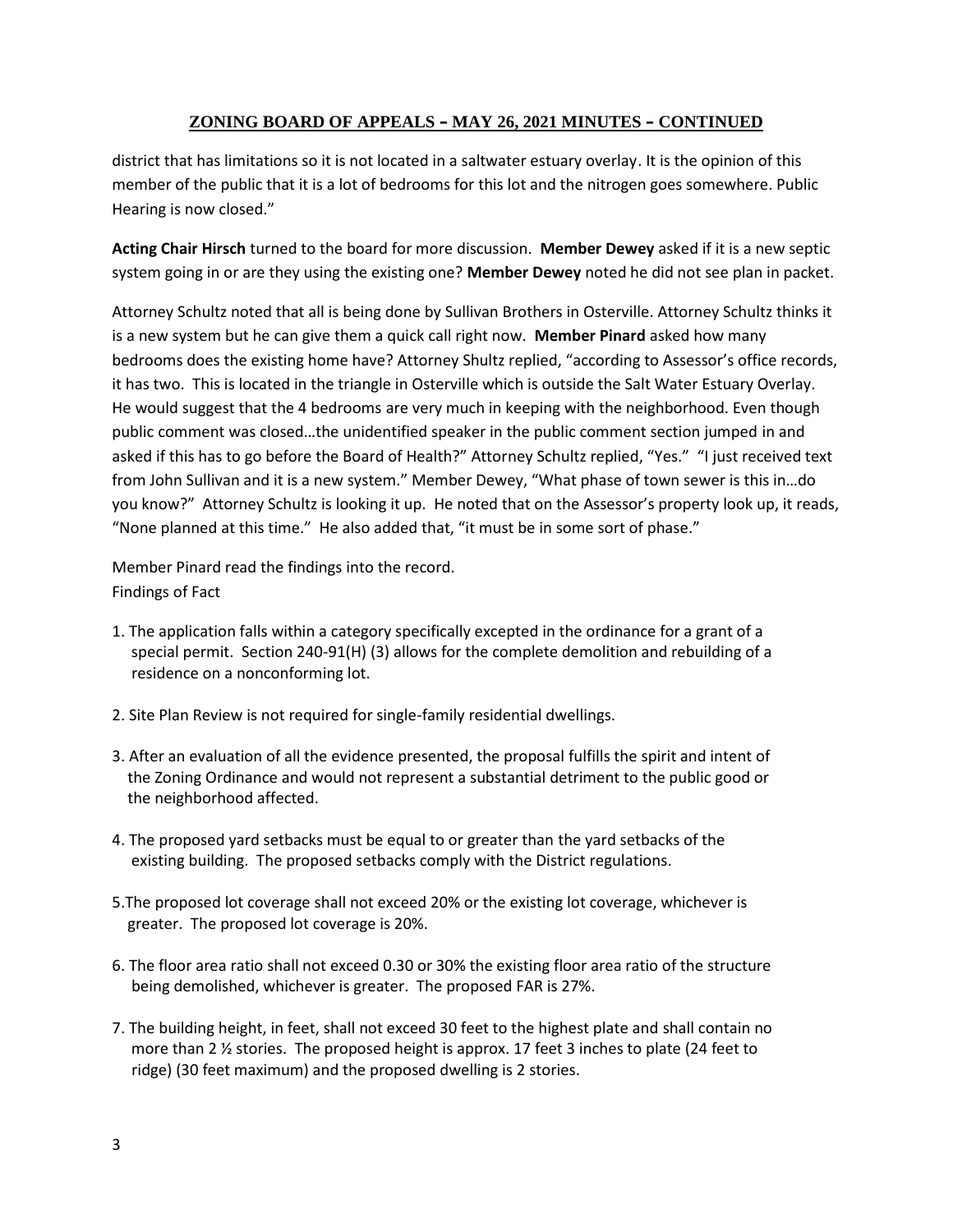district that has limitations so it is not located in a saltwater estuary overlay. It is the opinion of this member of the public that it is a lot of bedrooms for this lot and the nitrogen goes somewhere. Public Hearing is now closed."

**Acting Chair Hirsch** turned to the board for more discussion. **Member Dewey** asked if it is a new septic system going in or are they using the existing one? **Member Dewey** noted he did not see plan in packet.

Attorney Schultz noted that all is being done by Sullivan Brothers in Osterville. Attorney Schultz thinks it is a new system but he can give them a quick call right now. **Member Pinard** asked how many bedrooms does the existing home have? Attorney Shultz replied, "according to Assessor's office records, it has two. This is located in the triangle in Osterville which is outside the Salt Water Estuary Overlay. He would suggest that the 4 bedrooms are very much in keeping with the neighborhood. Even though public comment was closed…the unidentified speaker in the public comment section jumped in and asked if this has to go before the Board of Health?" Attorney Schultz replied, "Yes." "I just received text from John Sullivan and it is a new system." Member Dewey, "What phase of town sewer is this in…do you know?" Attorney Schultz is looking it up. He noted that on the Assessor's property look up, it reads, "None planned at this time." He also added that, "it must be in some sort of phase."

Member Pinard read the findings into the record.

Findings of Fact

1. The application falls within a category specifically excepted in the ordinance for a grant of a special permit. Section 240-91(H) (3) allows for the complete demolition and rebuilding of a residence on a nonconforming lot.

2. Site Plan Review is not required for single-family residential dwellings.

3. After an evaluation of all the evidence presented, the proposal fulfills the spirit and intent of the Zoning Ordinance and would not represent a substantial detriment to the public good or the neighborhood affected.

4. The proposed yard setbacks must be equal to or greater than the yard setbacks of the existing building. The proposed setbacks comply with the District regulations.

5. The proposed lot coverage shall not exceed 20% or the existing lot coverage, whichever is greater. The proposed lot coverage is 20%.

6. The floor area ratio shall not exceed 0.30 or 30% the existing floor area ratio of the structure being demolished, whichever is greater. The proposed FAR is 27%.

7. The building height, in feet, shall not exceed 30 feet to the highest plate and shall contain no more than 2 ½ stories. The proposed height is approx. 17 feet 3 inches to plate (24 feet to ridge) (30 feet maximum) and the proposed dwelling is 2 stories.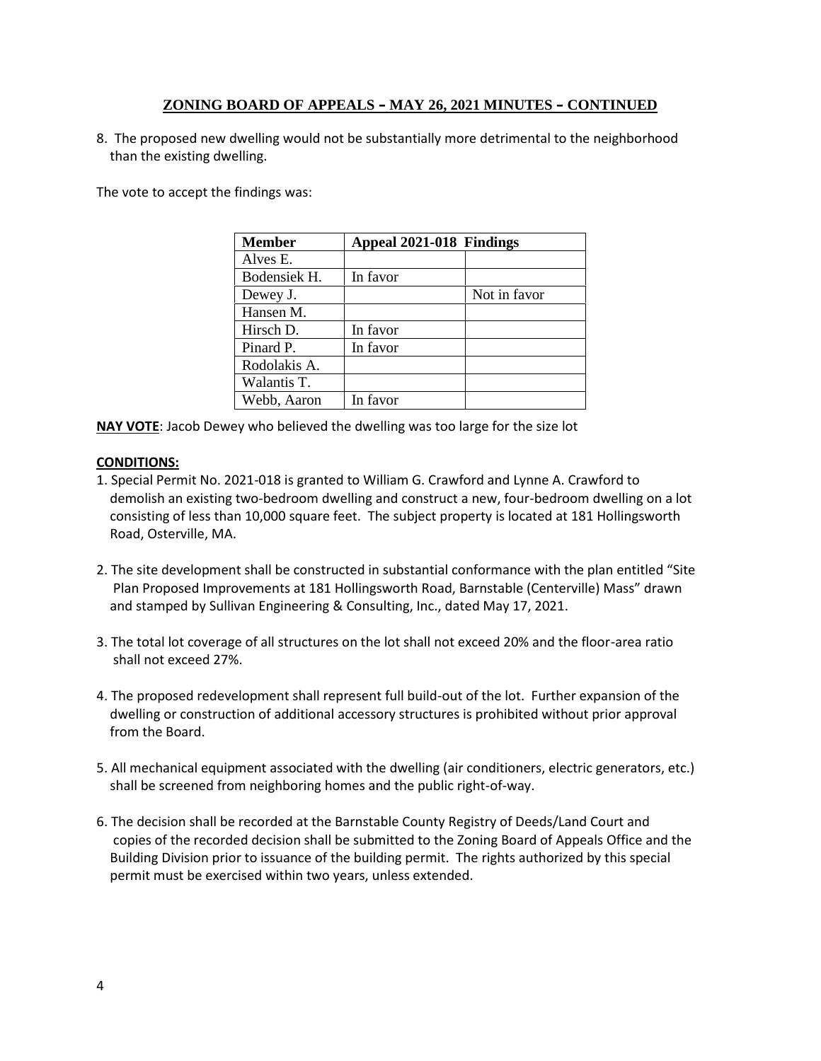## ZONING BOARD OF APPEALS – MAY 26, 2021 MINUTES – CONTINUED

8. The proposed new dwelling would not be substantially more detrimental to the neighborhood than the existing dwelling.

The vote to accept the findings was:

| Member | Appeal 2021-018 | Findings |
|---|---|---|
| Alves E. | | |
| Bodensiek H. | In favor | |
| Dewey J. | | Not in favor |
| Hansen M. | | |
| Hirsch D. | In favor | |
| Pinard P. | In favor | |
| Rodolakis A. | | |
| Walantis T. | | |
| Webb, Aaron | In favor | |

**NAY VOTE**: Jacob Dewey who believed the dwelling was too large for the size lot

**CONDITIONS:**

1. Special Permit No. 2021-018 is granted to William G. Crawford and Lynne A. Crawford to demolish an existing two-bedroom dwelling and construct a new, four-bedroom dwelling on a lot consisting of less than 10,000 square feet. The subject property is located at 181 Hollingsworth Road, Osterville, MA.

2. The site development shall be constructed in substantial conformance with the plan entitled "Site Plan Proposed Improvements at 181 Hollingsworth Road, Barnstable (Centerville) Mass" drawn and stamped by Sullivan Engineering & Consulting, Inc., dated May 17, 2021.

3. The total lot coverage of all structures on the lot shall not exceed 20% and the floor-area ratio shall not exceed 27%.

4. The proposed redevelopment shall represent full build-out of the lot. Further expansion of the dwelling or construction of additional accessory structures is prohibited without prior approval from the Board.

5. All mechanical equipment associated with the dwelling (air conditioners, electric generators, etc.) shall be screened from neighboring homes and the public right-of-way.

6. The decision shall be recorded at the Barnstable County Registry of Deeds/Land Court and copies of the recorded decision shall be submitted to the Zoning Board of Appeals Office and the Building Division prior to issuance of the building permit. The rights authorized by this special permit must be exercised within two years, unless extended.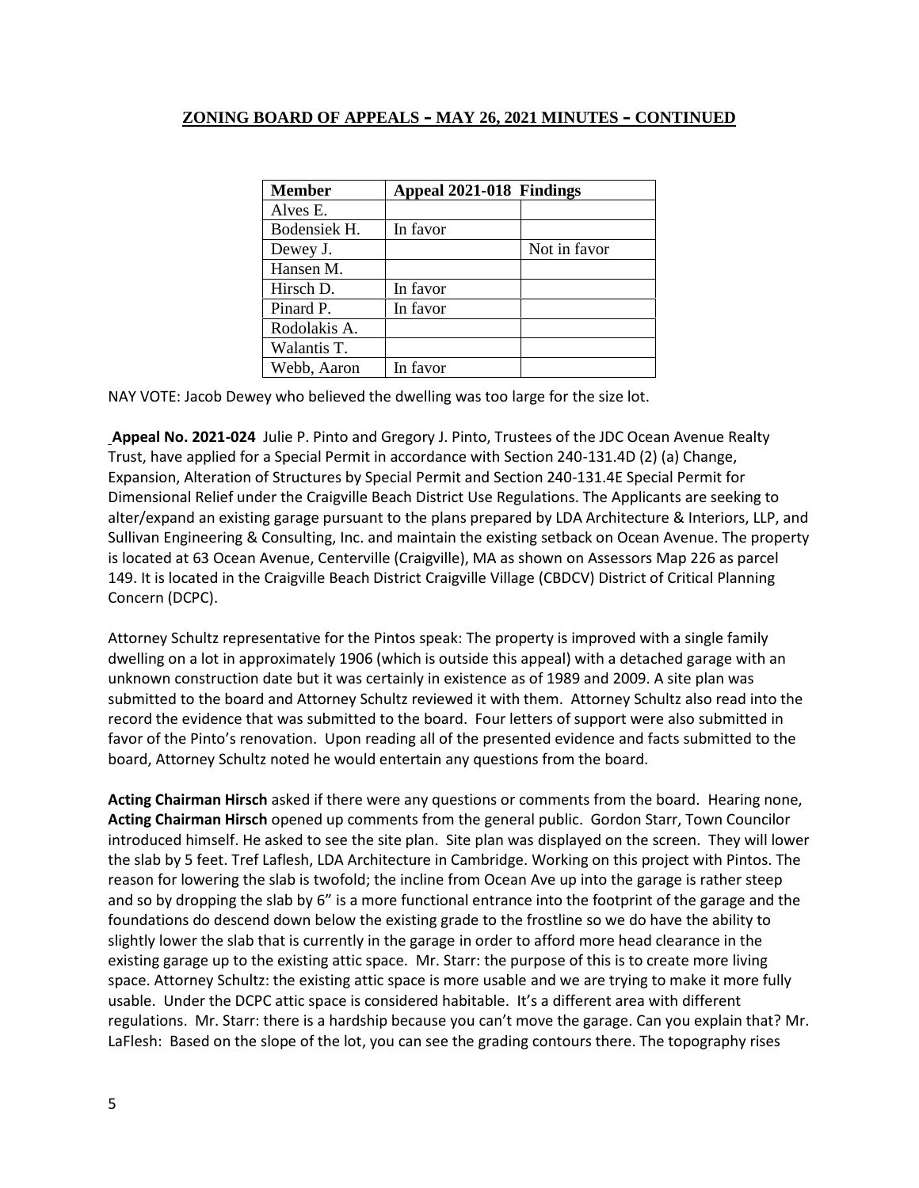## ZONING BOARD OF APPEALS – MAY 26, 2021 MINUTES – CONTINUED

| Member | Appeal 2021-018 Findings | |
|---|---|---|
| Alves E. | | |
| Bodensiek H. | In favor | |
| Dewey J. | | Not in favor |
| Hansen M. | | |
| Hirsch D. | In favor | |
| Pinard P. | In favor | |
| Rodolakis A. | | |
| Walantis T. | | |
| Webb, Aaron | In favor | |

NAY VOTE: Jacob Dewey who believed the dwelling was too large for the size lot.

**Appeal No. 2021-024** Julie P. Pinto and Gregory J. Pinto, Trustees of the JDC Ocean Avenue Realty Trust, have applied for a Special Permit in accordance with Section 240-131.4D (2) (a) Change, Expansion, Alteration of Structures by Special Permit and Section 240-131.4E Special Permit for Dimensional Relief under the Craigville Beach District Use Regulations. The Applicants are seeking to alter/expand an existing garage pursuant to the plans prepared by LDA Architecture & Interiors, LLP, and Sullivan Engineering & Consulting, Inc. and maintain the existing setback on Ocean Avenue. The property is located at 63 Ocean Avenue, Centerville (Craigville), MA as shown on Assessors Map 226 as parcel 149. It is located in the Craigville Beach District Craigville Village (CBDCV) District of Critical Planning Concern (DCPC).

Attorney Schultz representative for the Pintos speak: The property is improved with a single family dwelling on a lot in approximately 1906 (which is outside this appeal) with a detached garage with an unknown construction date but it was certainly in existence as of 1989 and 2009. A site plan was submitted to the board and Attorney Schultz reviewed it with them. Attorney Schultz also read into the record the evidence that was submitted to the board. Four letters of support were also submitted in favor of the Pinto's renovation. Upon reading all of the presented evidence and facts submitted to the board, Attorney Schultz noted he would entertain any questions from the board.

**Acting Chairman Hirsch** asked if there were any questions or comments from the board. Hearing none, **Acting Chairman Hirsch** opened up comments from the general public. Gordon Starr, Town Councilor introduced himself. He asked to see the site plan. Site plan was displayed on the screen. They will lower the slab by 5 feet. Tref Laflesh, LDA Architecture in Cambridge. Working on this project with Pintos. The reason for lowering the slab is twofold; the incline from Ocean Ave up into the garage is rather steep and so by dropping the slab by 6" is a more functional entrance into the footprint of the garage and the foundations do descend down below the existing grade to the frostline so we do have the ability to slightly lower the slab that is currently in the garage in order to afford more head clearance in the existing garage up to the existing attic space. Mr. Starr: the purpose of this is to create more living space. Attorney Schultz: the existing attic space is more usable and we are trying to make it more fully usable. Under the DCPC attic space is considered habitable. It's a different area with different regulations. Mr. Starr: there is a hardship because you can't move the garage. Can you explain that? Mr. LaFlesh: Based on the slope of the lot, you can see the grading contours there. The topography rises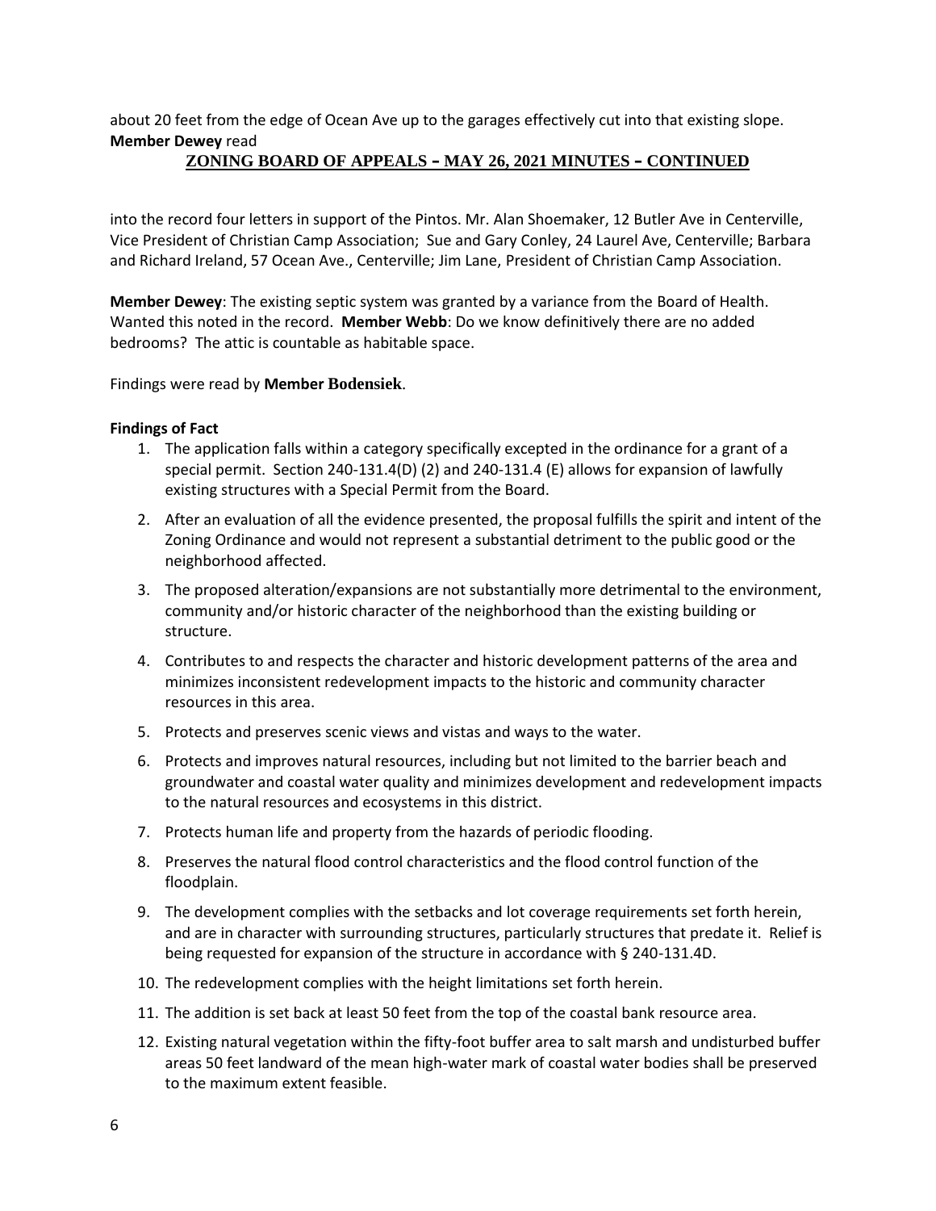about 20 feet from the edge of Ocean Ave up to the garages effectively cut into that existing slope. **Member Dewey** read

into the record four letters in support of the Pintos. Mr. Alan Shoemaker, 12 Butler Ave in Centerville, Vice President of Christian Camp Association; Sue and Gary Conley, 24 Laurel Ave, Centerville; Barbara and Richard Ireland, 57 Ocean Ave., Centerville; Jim Lane, President of Christian Camp Association.

**Member Dewey**: The existing septic system was granted by a variance from the Board of Health. Wanted this noted in the record. **Member Webb**: Do we know definitively there are no added bedrooms? The attic is countable as habitable space.

Findings were read by **Member Bodensiek**.

**Findings of Fact**

1. The application falls within a category specifically excepted in the ordinance for a grant of a special permit. Section 240-131.4(D) (2) and 240-131.4 (E) allows for expansion of lawfully existing structures with a Special Permit from the Board.
2. After an evaluation of all the evidence presented, the proposal fulfills the spirit and intent of the Zoning Ordinance and would not represent a substantial detriment to the public good or the neighborhood affected.
3. The proposed alteration/expansions are not substantially more detrimental to the environment, community and/or historic character of the neighborhood than the existing building or structure.
4. Contributes to and respects the character and historic development patterns of the area and minimizes inconsistent redevelopment impacts to the historic and community character resources in this area.
5. Protects and preserves scenic views and vistas and ways to the water.
6. Protects and improves natural resources, including but not limited to the barrier beach and groundwater and coastal water quality and minimizes development and redevelopment impacts to the natural resources and ecosystems in this district.
7. Protects human life and property from the hazards of periodic flooding.
8. Preserves the natural flood control characteristics and the flood control function of the floodplain.
9. The development complies with the setbacks and lot coverage requirements set forth herein, and are in character with surrounding structures, particularly structures that predate it. Relief is being requested for expansion of the structure in accordance with § 240-131.4D.
10. The redevelopment complies with the height limitations set forth herein.
11. The addition is set back at least 50 feet from the top of the coastal bank resource area.
12. Existing natural vegetation within the fifty-foot buffer area to salt marsh and undisturbed buffer areas 50 feet landward of the mean high-water mark of coastal water bodies shall be preserved to the maximum extent feasible.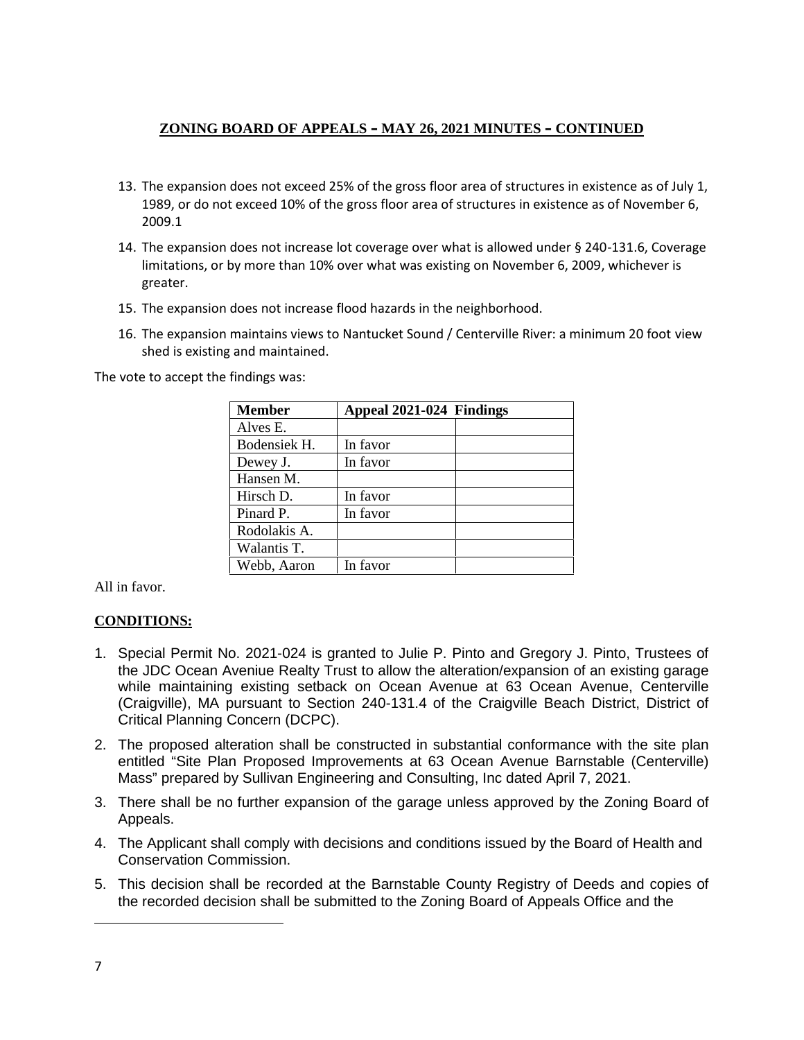## ZONING BOARD OF APPEALS – MAY 26, 2021 MINUTES – CONTINUED

13. The expansion does not exceed 25% of the gross floor area of structures in existence as of July 1, 1989, or do not exceed 10% of the gross floor area of structures in existence as of November 6, 2009.1
14. The expansion does not increase lot coverage over what is allowed under § 240-131.6, Coverage limitations, or by more than 10% over what was existing on November 6, 2009, whichever is greater.
15. The expansion does not increase flood hazards in the neighborhood.
16. The expansion maintains views to Nantucket Sound / Centerville River: a minimum 20 foot view shed is existing and maintained.

The vote to accept the findings was:

| Member | Appeal 2021-024 Findings | |
|---|---|---|
| Alves E. | | |
| Bodensiek H. | In favor | |
| Dewey J. | In favor | |
| Hansen M. | | |
| Hirsch D. | In favor | |
| Pinard P. | In favor | |
| Rodolakis A. | | |
| Walantis T. | | |
| Webb, Aaron | In favor | |

All in favor.

**CONDITIONS:**

1. Special Permit No. 2021-024 is granted to Julie P. Pinto and Gregory J. Pinto, Trustees of the JDC Ocean Aveniue Realty Trust to allow the alteration/expansion of an existing garage while maintaining existing setback on Ocean Avenue at 63 Ocean Avenue, Centerville (Craigville), MA pursuant to Section 240-131.4 of the Craigville Beach District, District of Critical Planning Concern (DCPC).
2. The proposed alteration shall be constructed in substantial conformance with the site plan entitled "Site Plan Proposed Improvements at 63 Ocean Avenue Barnstable (Centerville) Mass" prepared by Sullivan Engineering and Consulting, Inc dated April 7, 2021.
3. There shall be no further expansion of the garage unless approved by the Zoning Board of Appeals.
4. The Applicant shall comply with decisions and conditions issued by the Board of Health and Conservation Commission.
5. This decision shall be recorded at the Barnstable County Registry of Deeds and copies of the recorded decision shall be submitted to the Zoning Board of Appeals Office and the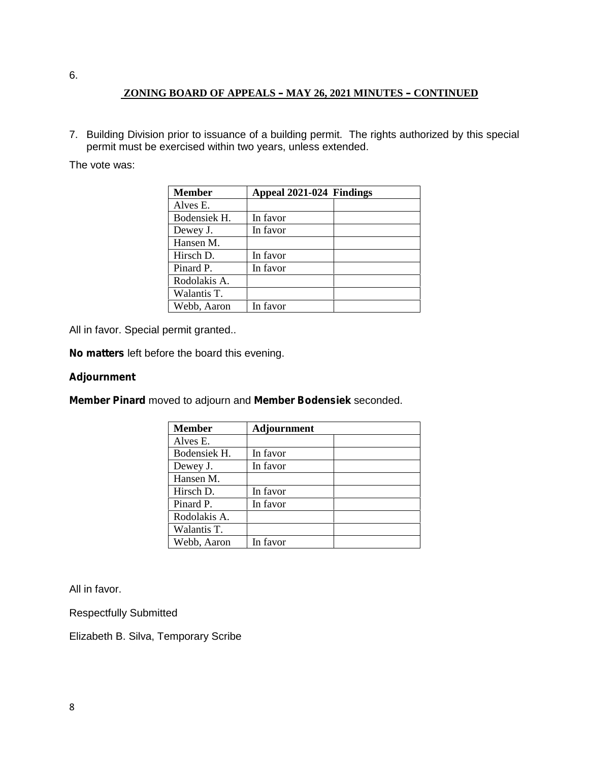6.

## ZONING BOARD OF APPEALS – MAY 26, 2021 MINUTES – CONTINUED

7. Building Division prior to issuance of a building permit. The rights authorized by this special permit must be exercised within two years, unless extended.

The vote was:

| Member | Appeal 2021-024 Findings | |
|---|---|---|
| Alves E. | | |
| Bodensiek H. | In favor | |
| Dewey J. | In favor | |
| Hansen M. | | |
| Hirsch D. | In favor | |
| Pinard P. | In favor | |
| Rodolakis A. | | |
| Walantis T. | | |
| Webb, Aaron | In favor | |

All in favor. Special permit granted..

**No matters** left before the board this evening.

**Adjournment**

**Member Pinard** moved to adjourn and **Member Bodensiek** seconded.

| Member | Adjournment | |
|---|---|---|
| Alves E. | | |
| Bodensiek H. | In favor | |
| Dewey J. | In favor | |
| Hansen M. | | |
| Hirsch D. | In favor | |
| Pinard P. | In favor | |
| Rodolakis A. | | |
| Walantis T. | | |
| Webb, Aaron | In favor | |

All in favor.

Respectfully Submitted

Elizabeth B. Silva, Temporary Scribe